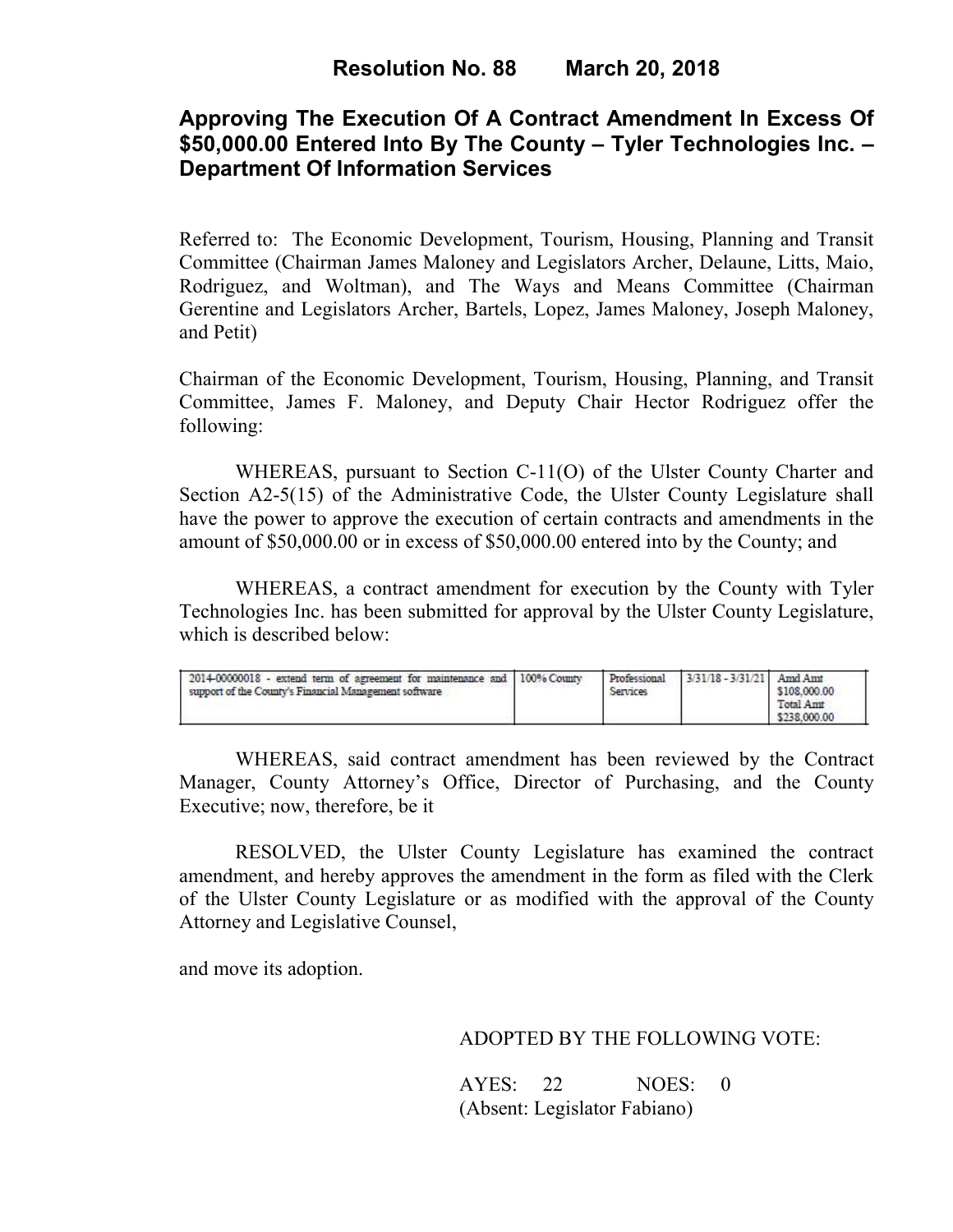# Resolution No. 88 March 20, 2018

## Approving The Execution Of A Contract Amendment In Excess Of $50,000.00 Entered Into By The County – Tyler Technologies Inc. – Department Of Information Services

Referred to: The Economic Development, Tourism, Housing, Planning and Transit Committee (Chairman James Maloney and Legislators Archer, Delaune, Litts, Maio, Rodriguez, and Woltman), and The Ways and Means Committee (Chairman Gerentine and Legislators Archer, Bartels, Lopez, James Maloney, Joseph Maloney, and Petit)

Chairman of the Economic Development, Tourism, Housing, Planning, and Transit Committee, James F. Maloney, and Deputy Chair Hector Rodriguez offer the following:

WHEREAS, pursuant to Section C-11(O) of the Ulster County Charter and Section A2-5(15) of the Administrative Code, the Ulster County Legislature shall have the power to approve the execution of certain contracts and amendments in the amount of $50,000.00 or in excess of $50,000.00 entered into by the County; and

WHEREAS, a contract amendment for execution by the County with Tyler Technologies Inc. has been submitted for approval by the Ulster County Legislature, which is described below:

| | | | | |
|---|---|---|---|---|
| 2014-00000018 - extend term of agreement for maintenance and support of the County's Financial Management software | 100% County | Professional Services | 3/31/18 - 3/31/21 | Amd Amt $108,000.00 Total Amt $238,000.00 |

WHEREAS, said contract amendment has been reviewed by the Contract Manager, County Attorney's Office, Director of Purchasing, and the County Executive; now, therefore, be it

RESOLVED, the Ulster County Legislature has examined the contract amendment, and hereby approves the amendment in the form as filed with the Clerk of the Ulster County Legislature or as modified with the approval of the County Attorney and Legislative Counsel,

and move its adoption.

ADOPTED BY THE FOLLOWING VOTE:

AYES: 22 NOES: 0
(Absent: Legislator Fabiano)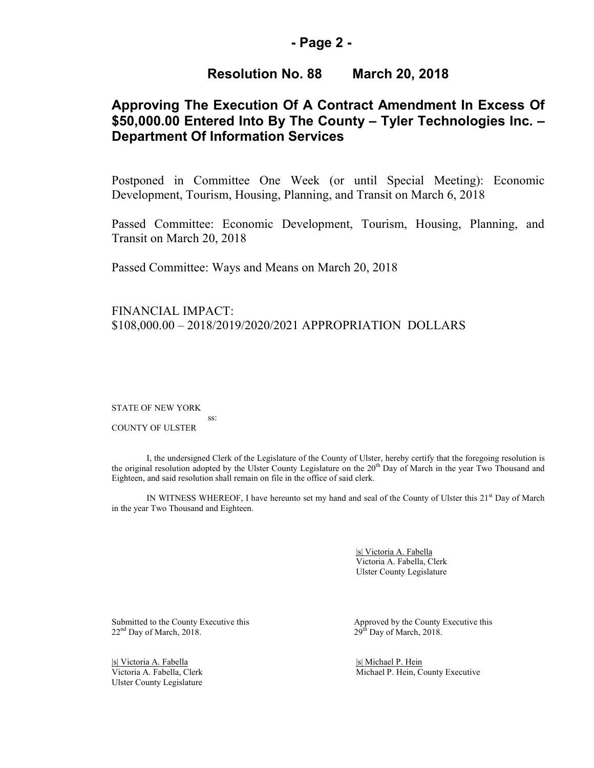## Resolution No. 88 March 20, 2018

## Approving The Execution Of A Contract Amendment In Excess Of $50,000.00 Entered Into By The County – Tyler Technologies Inc. – Department Of Information Services

Postponed in Committee One Week (or until Special Meeting): Economic Development, Tourism, Housing, Planning, and Transit on March 6, 2018

Passed Committee: Economic Development, Tourism, Housing, Planning, and Transit on March 20, 2018

Passed Committee: Ways and Means on March 20, 2018

FINANCIAL IMPACT:
$108,000.00 – 2018/2019/2020/2021 APPROPRIATION DOLLARS

STATE OF NEW YORK
ss:
COUNTY OF ULSTER

I, the undersigned Clerk of the Legislature of the County of Ulster, hereby certify that the foregoing resolution is the original resolution adopted by the Ulster County Legislature on the 20th Day of March in the year Two Thousand and Eighteen, and said resolution shall remain on file in the office of said clerk.

IN WITNESS WHEREOF, I have hereunto set my hand and seal of the County of Ulster this 21st Day of March in the year Two Thousand and Eighteen.

|s| Victoria A. Fabella
Victoria A. Fabella, Clerk
Ulster County Legislature

Submitted to the County Executive this 22nd Day of March, 2018.

|s| Victoria A. Fabella
Victoria A. Fabella, Clerk
Ulster County Legislature

Approved by the County Executive this 29th Day of March, 2018.

|s| Michael P. Hein
Michael P. Hein, County Executive